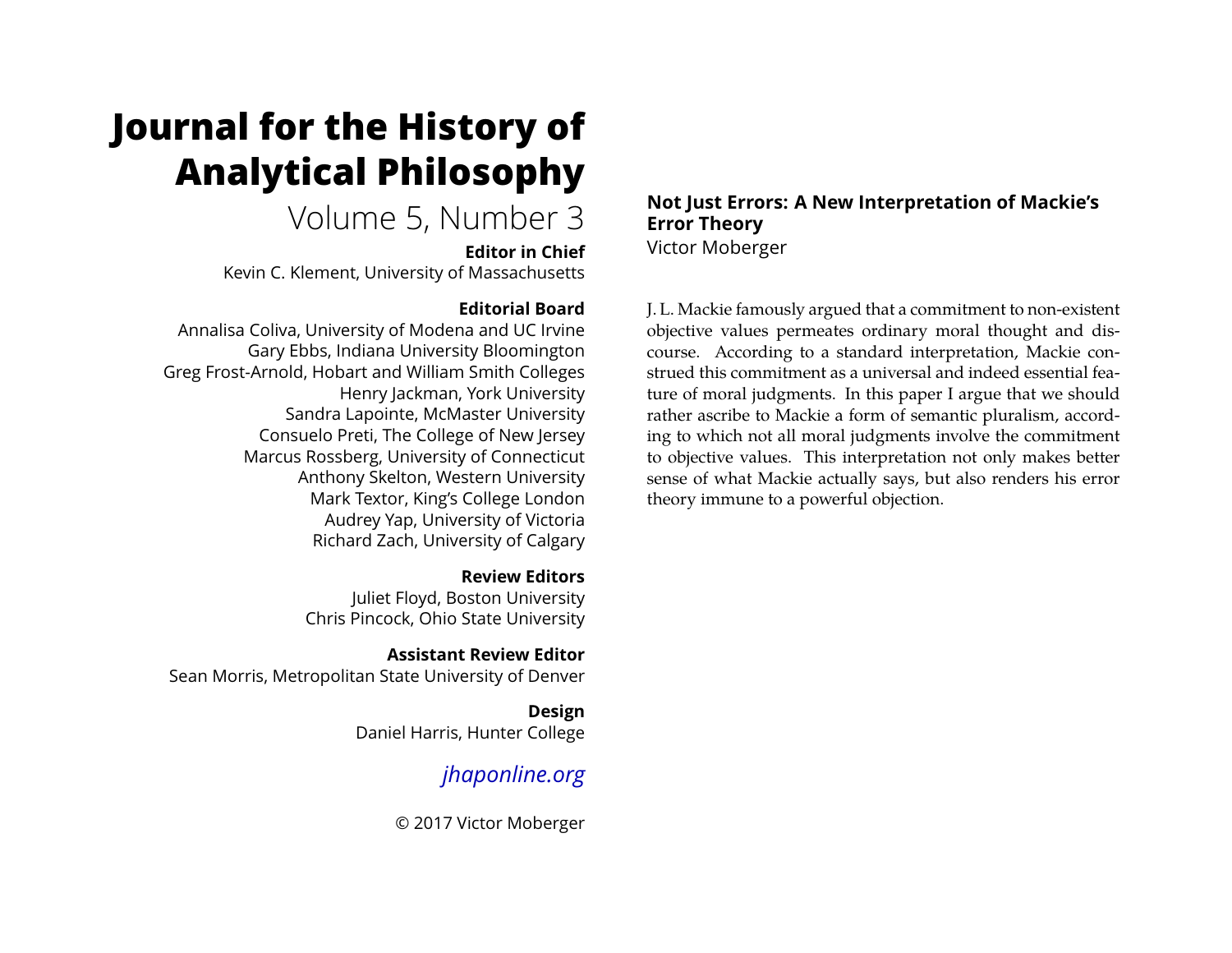# Journal for the History of Analytical Philosophy

Volume 5, Number 3

**Editor in Chief**
Kevin C. Klement, University of Massachusetts

**Editorial Board**
Annalisa Coliva, University of Modena and UC Irvine
Gary Ebbs, Indiana University Bloomington
Greg Frost-Arnold, Hobart and William Smith Colleges
Henry Jackman, York University
Sandra Lapointe, McMaster University
Consuelo Preti, The College of New Jersey
Marcus Rossberg, University of Connecticut
Anthony Skelton, Western University
Mark Textor, King's College London
Audrey Yap, University of Victoria
Richard Zach, University of Calgary

**Review Editors**
Juliet Floyd, Boston University
Chris Pincock, Ohio State University

**Assistant Review Editor**
Sean Morris, Metropolitan State University of Denver

**Design**
Daniel Harris, Hunter College

*jhaponline.org*

© 2017 Victor Moberger

## Not Just Errors: A New Interpretation of Mackie's Error Theory

Victor Moberger

J. L. Mackie famously argued that a commitment to non-existent objective values permeates ordinary moral thought and discourse. According to a standard interpretation, Mackie construed this commitment as a universal and indeed essential feature of moral judgments. In this paper I argue that we should rather ascribe to Mackie a form of semantic pluralism, according to which not all moral judgments involve the commitment to objective values. This interpretation not only makes better sense of what Mackie actually says, but also renders his error theory immune to a powerful objection.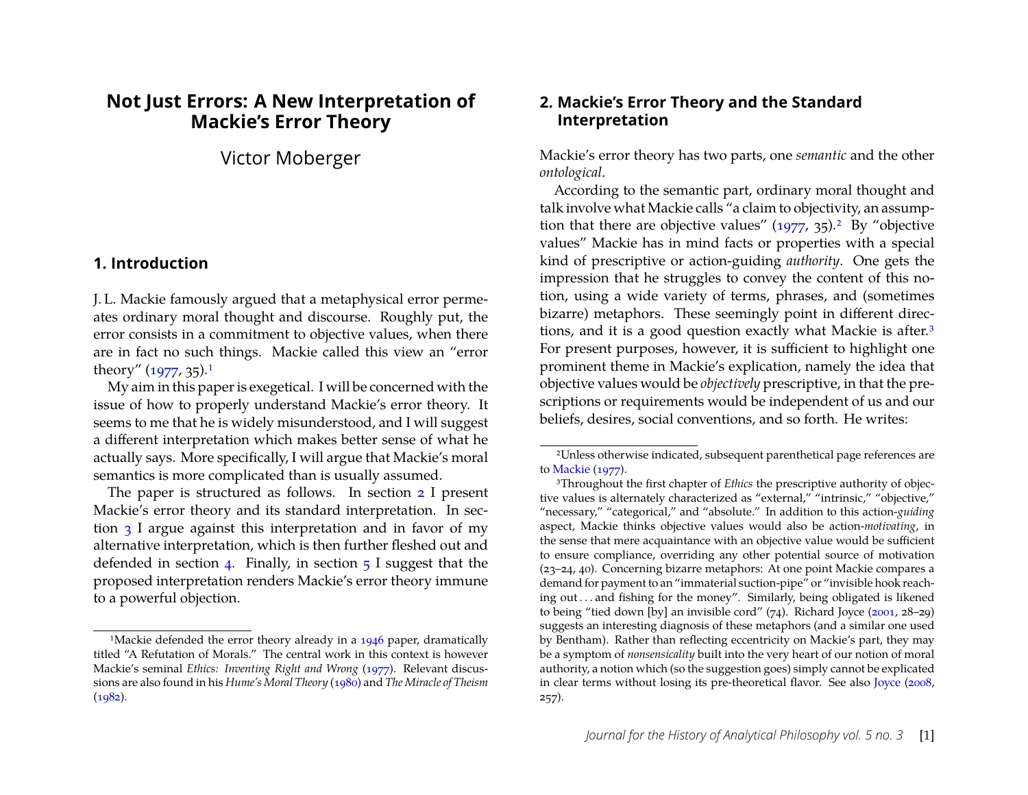# Not Just Errors: A New Interpretation of Mackie's Error Theory

Victor Moberger

## 1. Introduction

J. L. Mackie famously argued that a metaphysical error permeates ordinary moral thought and discourse. Roughly put, the error consists in a commitment to objective values, when there are in fact no such things. Mackie called this view an "error theory" (1977, 35).[1]

My aim in this paper is exegetical. I will be concerned with the issue of how to properly understand Mackie's error theory. It seems to me that he is widely misunderstood, and I will suggest a different interpretation which makes better sense of what he actually says. More specifically, I will argue that Mackie's moral semantics is more complicated than is usually assumed.

The paper is structured as follows. In section 2 I present Mackie's error theory and its standard interpretation. In section 3 I argue against this interpretation and in favor of my alternative interpretation, which is then further fleshed out and defended in section 4. Finally, in section 5 I suggest that the proposed interpretation renders Mackie's error theory immune to a powerful objection.

[1]Mackie defended the error theory already in a 1946 paper, dramatically titled "A Refutation of Morals." The central work in this context is however Mackie's seminal *Ethics: Inventing Right and Wrong* (1977). Relevant discussions are also found in his *Hume's Moral Theory* (1980) and *The Miracle of Theism* (1982).

## 2. Mackie's Error Theory and the Standard Interpretation

Mackie's error theory has two parts, one *semantic* and the other *ontological*.

According to the semantic part, ordinary moral thought and talk involve what Mackie calls "a claim to objectivity, an assumption that there are objective values" (1977, 35).[2] By "objective values" Mackie has in mind facts or properties with a special kind of prescriptive or action-guiding *authority*. One gets the impression that he struggles to convey the content of this notion, using a wide variety of terms, phrases, and (sometimes bizarre) metaphors. These seemingly point in different directions, and it is a good question exactly what Mackie is after.[3] For present purposes, however, it is sufficient to highlight one prominent theme in Mackie's explication, namely the idea that objective values would be *objectively* prescriptive, in that the prescriptions or requirements would be independent of us and our beliefs, desires, social conventions, and so forth. He writes:

[2]Unless otherwise indicated, subsequent parenthetical page references are to Mackie (1977).

[3]Throughout the first chapter of *Ethics* the prescriptive authority of objective values is alternately characterized as "external," "intrinsic," "objective," "necessary," "categorical," and "absolute." In addition to this action-*guiding* aspect, Mackie thinks objective values would also be action-*motivating*, in the sense that mere acquaintance with an objective value would be sufficient to ensure compliance, overriding any other potential source of motivation (23–24, 40). Concerning bizarre metaphors: At one point Mackie compares a demand for payment to an "immaterial suction-pipe" or "invisible hook reaching out . . . and fishing for the money". Similarly, being obligated is likened to being "tied down [by] an invisible cord" (74). Richard Joyce (2001, 28–29) suggests an interesting diagnosis of these metaphors (and a similar one used by Bentham). Rather than reflecting eccentricity on Mackie's part, they may be a symptom of *nonsensicality* built into the very heart of our notion of moral authority, a notion which (so the suggestion goes) simply cannot be explicated in clear terms without losing its pre-theoretical flavor. See also Joyce (2008, 257).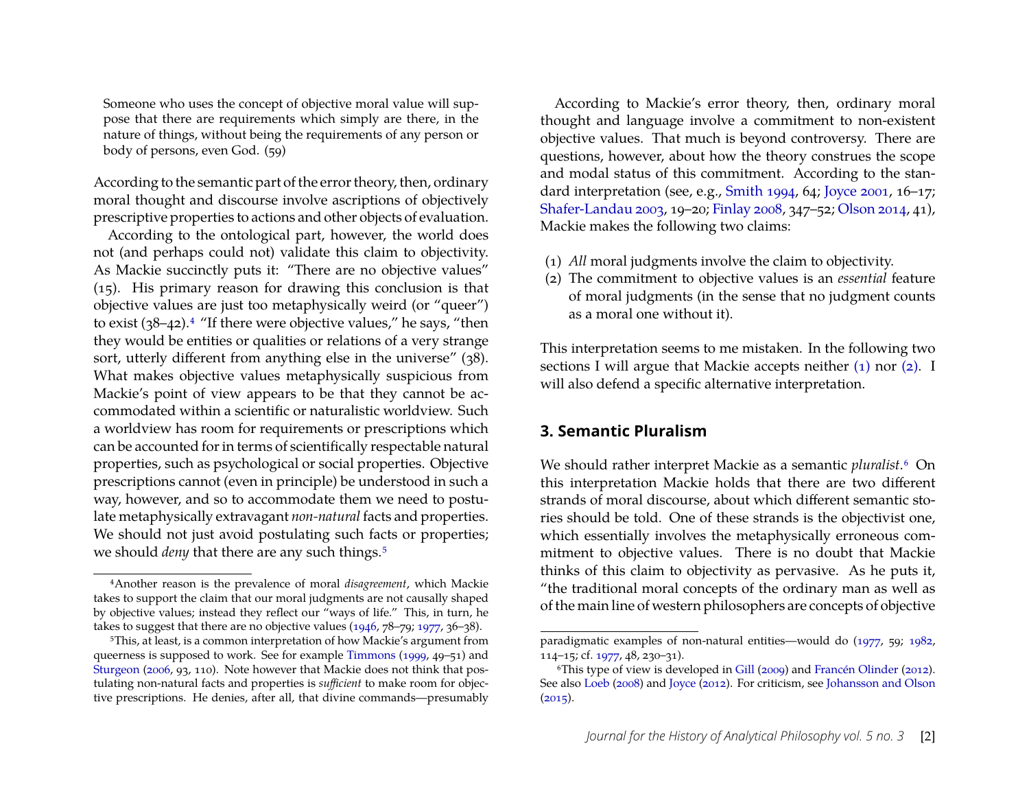> Someone who uses the concept of objective moral value will suppose that there are requirements which simply are there, in the nature of things, without being the requirements of any person or body of persons, even God. (59)

According to the semantic part of the error theory, then, ordinary moral thought and discourse involve ascriptions of objectively prescriptive properties to actions and other objects of evaluation.

According to the ontological part, however, the world does not (and perhaps could not) validate this claim to objectivity. As Mackie succinctly puts it: "There are no objective values" (15). His primary reason for drawing this conclusion is that objective values are just too metaphysically weird (or "queer") to exist (38–42).[4] "If there were objective values," he says, "then they would be entities or qualities or relations of a very strange sort, utterly different from anything else in the universe" (38). What makes objective values metaphysically suspicious from Mackie's point of view appears to be that they cannot be accommodated within a scientific or naturalistic worldview. Such a worldview has room for requirements or prescriptions which can be accounted for in terms of scientifically respectable natural properties, such as psychological or social properties. Objective prescriptions cannot (even in principle) be understood in such a way, however, and so to accommodate them we need to postulate metaphysically extravagant *non-natural* facts and properties. We should not just avoid postulating such facts or properties; we should *deny* that there are any such things.[5]

According to Mackie's error theory, then, ordinary moral thought and language involve a commitment to non-existent objective values. That much is beyond controversy. There are questions, however, about how the theory construes the scope and modal status of this commitment. According to the standard interpretation (see, e.g., Smith 1994, 64; Joyce 2001, 16–17; Shafer-Landau 2003, 19–20; Finlay 2008, 347–52; Olson 2014, 41), Mackie makes the following two claims:

(1) *All* moral judgments involve the claim to objectivity.
(2) The commitment to objective values is an *essential* feature of moral judgments (in the sense that no judgment counts as a moral one without it).

This interpretation seems to me mistaken. In the following two sections I will argue that Mackie accepts neither (1) nor (2). I will also defend a specific alternative interpretation.

## 3. Semantic Pluralism

We should rather interpret Mackie as a semantic *pluralist*.[6] On this interpretation Mackie holds that there are two different strands of moral discourse, about which different semantic stories should be told. One of these strands is the objectivist one, which essentially involves the metaphysically erroneous commitment to objective values. There is no doubt that Mackie thinks of this claim to objectivity as pervasive. As he puts it, "the traditional moral concepts of the ordinary man as well as of the main line of western philosophers are concepts of objective

---

[4] Another reason is the prevalence of moral *disagreement*, which Mackie takes to support the claim that our moral judgments are not causally shaped by objective values; instead they reflect our "ways of life." This, in turn, he takes to suggest that there are no objective values (1946, 78–79; 1977, 36–38).

[5] This, at least, is a common interpretation of how Mackie's argument from queerness is supposed to work. See for example Timmons (1999, 49–51) and Sturgeon (2006, 93, 110). Note however that Mackie does not think that postulating non-natural facts and properties is *sufficient* to make room for objective prescriptions. He denies, after all, that divine commands—presumably paradigmatic examples of non-natural entities—would do (1977, 59; 1982, 114–15; cf. 1977, 48, 230–31).

[6] This type of view is developed in Gill (2009) and Francén Olinder (2012). See also Loeb (2008) and Joyce (2012). For criticism, see Johansson and Olson (2015).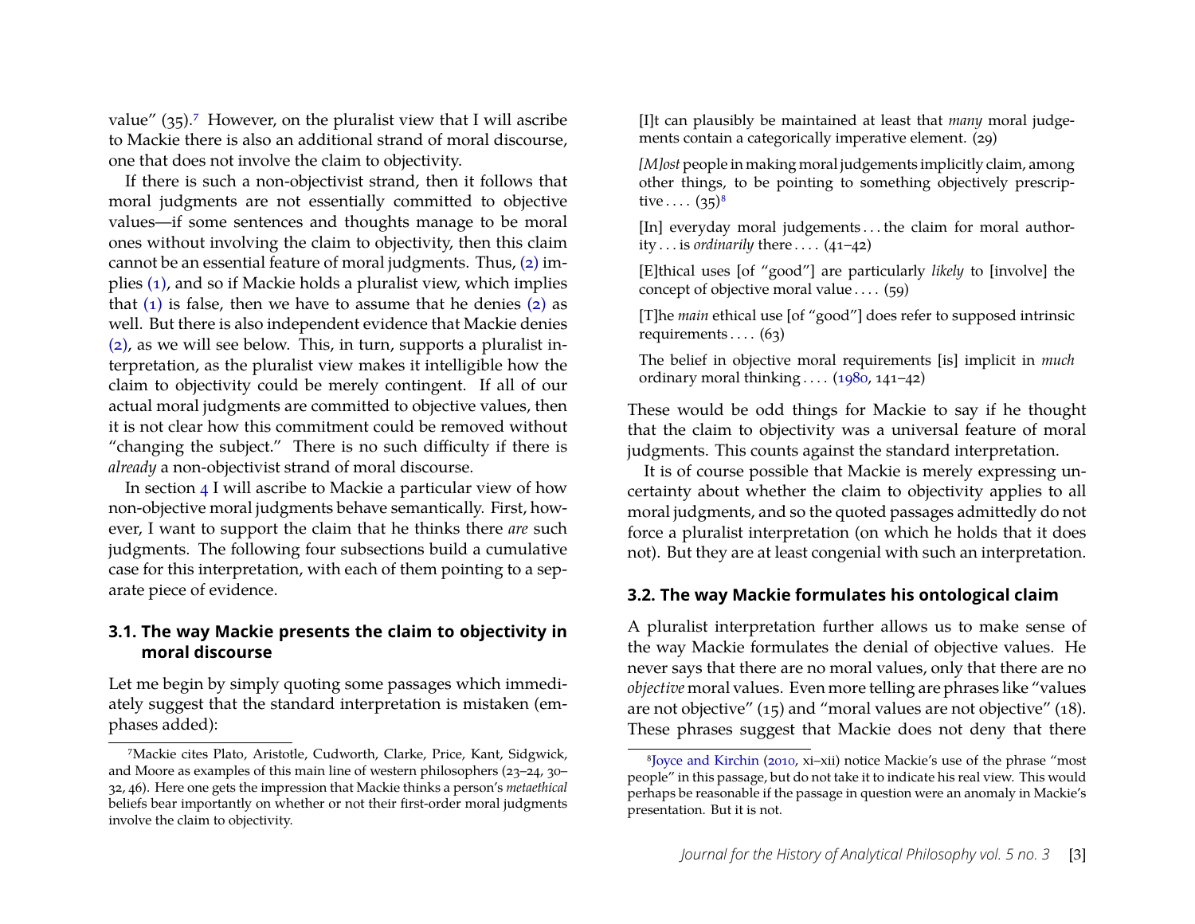value" (35).[7] However, on the pluralist view that I will ascribe to Mackie there is also an additional strand of moral discourse, one that does not involve the claim to objectivity.

If there is such a non-objectivist strand, then it follows that moral judgments are not essentially committed to objective values—if some sentences and thoughts manage to be moral ones without involving the claim to objectivity, then this claim cannot be an essential feature of moral judgments. Thus, (2) implies (1), and so if Mackie holds a pluralist view, which implies that (1) is false, then we have to assume that he denies (2) as well. But there is also independent evidence that Mackie denies (2), as we will see below. This, in turn, supports a pluralist interpretation, as the pluralist view makes it intelligible how the claim to objectivity could be merely contingent. If all of our actual moral judgments are committed to objective values, then it is not clear how this commitment could be removed without "changing the subject." There is no such difficulty if there is *already* a non-objectivist strand of moral discourse.

In section 4 I will ascribe to Mackie a particular view of how non-objective moral judgments behave semantically. First, however, I want to support the claim that he thinks there *are* such judgments. The following four subsections build a cumulative case for this interpretation, with each of them pointing to a separate piece of evidence.

### 3.1. The way Mackie presents the claim to objectivity in moral discourse

Let me begin by simply quoting some passages which immediately suggest that the standard interpretation is mistaken (emphases added):

> [I]t can plausibly be maintained at least that *many* moral judgements contain a categorically imperative element. (29)

> *[M]ost* people in making moral judgements implicitly claim, among other things, to be pointing to something objectively prescriptive . . . . (35)[8]

> [In] everyday moral judgements . . . the claim for moral authority . . . is *ordinarily* there . . . . (41–42)

> [E]thical uses [of "good"] are particularly *likely* to [involve] the concept of objective moral value . . . . (59)

> [T]he *main* ethical use [of "good"] does refer to supposed intrinsic requirements . . . . (63)

> The belief in objective moral requirements [is] implicit in *much* ordinary moral thinking . . . . (1980, 141–42)

These would be odd things for Mackie to say if he thought that the claim to objectivity was a universal feature of moral judgments. This counts against the standard interpretation.

It is of course possible that Mackie is merely expressing uncertainty about whether the claim to objectivity applies to all moral judgments, and so the quoted passages admittedly do not force a pluralist interpretation (on which he holds that it does not). But they are at least congenial with such an interpretation.

### 3.2. The way Mackie formulates his ontological claim

A pluralist interpretation further allows us to make sense of the way Mackie formulates the denial of objective values. He never says that there are no moral values, only that there are no *objective* moral values. Even more telling are phrases like "values are not objective" (15) and "moral values are not objective" (18). These phrases suggest that Mackie does not deny that there

---

[7] Mackie cites Plato, Aristotle, Cudworth, Clarke, Price, Kant, Sidgwick, and Moore as examples of this main line of western philosophers (23–24, 30–32, 46). Here one gets the impression that Mackie thinks a person's *metaethical* beliefs bear importantly on whether or not their first-order moral judgments involve the claim to objectivity.

[8] Joyce and Kirchin (2010, xi–xii) notice Mackie's use of the phrase "most people" in this passage, but do not take it to indicate his real view. This would perhaps be reasonable if the passage in question were an anomaly in Mackie's presentation. But it is not.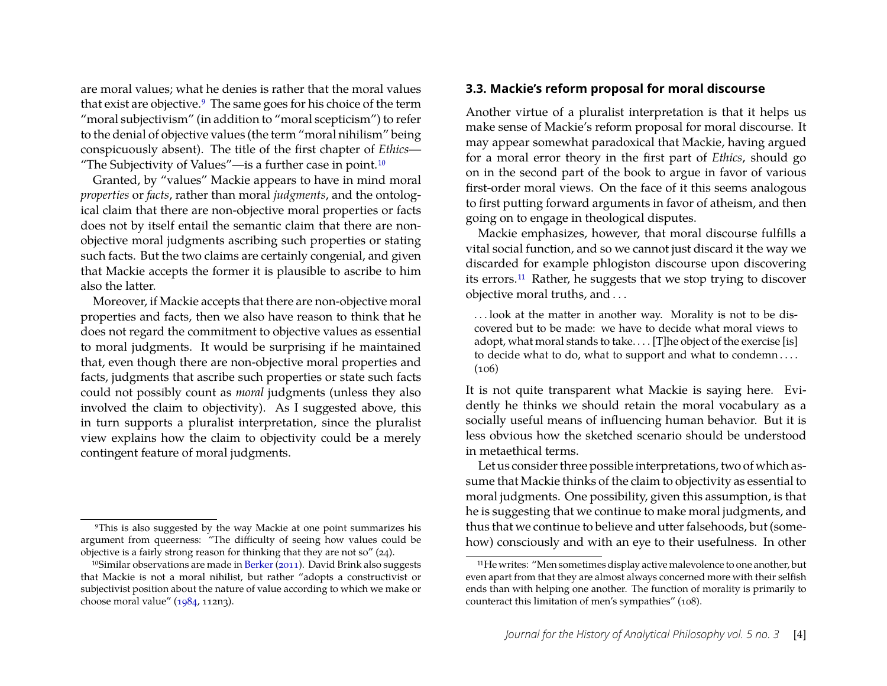are moral values; what he denies is rather that the moral values that exist are objective.[9] The same goes for his choice of the term "moral subjectivism" (in addition to "moral scepticism") to refer to the denial of objective values (the term "moral nihilism" being conspicuously absent). The title of the first chapter of *Ethics*—"The Subjectivity of Values"—is a further case in point.[10]

Granted, by "values" Mackie appears to have in mind moral *properties* or *facts*, rather than moral *judgments*, and the ontological claim that there are non-objective moral properties or facts does not by itself entail the semantic claim that there are non-objective moral judgments ascribing such properties or stating such facts. But the two claims are certainly congenial, and given that Mackie accepts the former it is plausible to ascribe to him also the latter.

Moreover, if Mackie accepts that there are non-objective moral properties and facts, then we also have reason to think that he does not regard the commitment to objective values as essential to moral judgments. It would be surprising if he maintained that, even though there are non-objective moral properties and facts, judgments that ascribe such properties or state such facts could not possibly count as *moral* judgments (unless they also involved the claim to objectivity). As I suggested above, this in turn supports a pluralist interpretation, since the pluralist view explains how the claim to objectivity could be a merely contingent feature of moral judgments.

[9] This is also suggested by the way Mackie at one point summarizes his argument from queerness: "The difficulty of seeing how values could be objective is a fairly strong reason for thinking that they are not so" (24).

[10] Similar observations are made in Berker (2011). David Brink also suggests that Mackie is not a moral nihilist, but rather "adopts a constructivist or subjectivist position about the nature of value according to which we make or choose moral value" (1984, 112n3).

### 3.3. Mackie's reform proposal for moral discourse

Another virtue of a pluralist interpretation is that it helps us make sense of Mackie's reform proposal for moral discourse. It may appear somewhat paradoxical that Mackie, having argued for a moral error theory in the first part of *Ethics*, should go on in the second part of the book to argue in favor of various first-order moral views. On the face of it this seems analogous to first putting forward arguments in favor of atheism, and then going on to engage in theological disputes.

Mackie emphasizes, however, that moral discourse fulfills a vital social function, and so we cannot just discard it the way we discarded for example phlogiston discourse upon discovering its errors.[11] Rather, he suggests that we stop trying to discover objective moral truths, and . . .

> . . . look at the matter in another way. Morality is not to be discovered but to be made: we have to decide what moral views to adopt, what moral stands to take. . . . [T]he object of the exercise [is] to decide what to do, what to support and what to condemn . . . . (106)

It is not quite transparent what Mackie is saying here. Evidently he thinks we should retain the moral vocabulary as a socially useful means of influencing human behavior. But it is less obvious how the sketched scenario should be understood in metaethical terms.

Let us consider three possible interpretations, two of which assume that Mackie thinks of the claim to objectivity as essential to moral judgments. One possibility, given this assumption, is that he is suggesting that we continue to make moral judgments, and thus that we continue to believe and utter falsehoods, but (somehow) consciously and with an eye to their usefulness. In other

[11] He writes: "Men sometimes display active malevolence to one another, but even apart from that they are almost always concerned more with their selfish ends than with helping one another. The function of morality is primarily to counteract this limitation of men's sympathies" (108).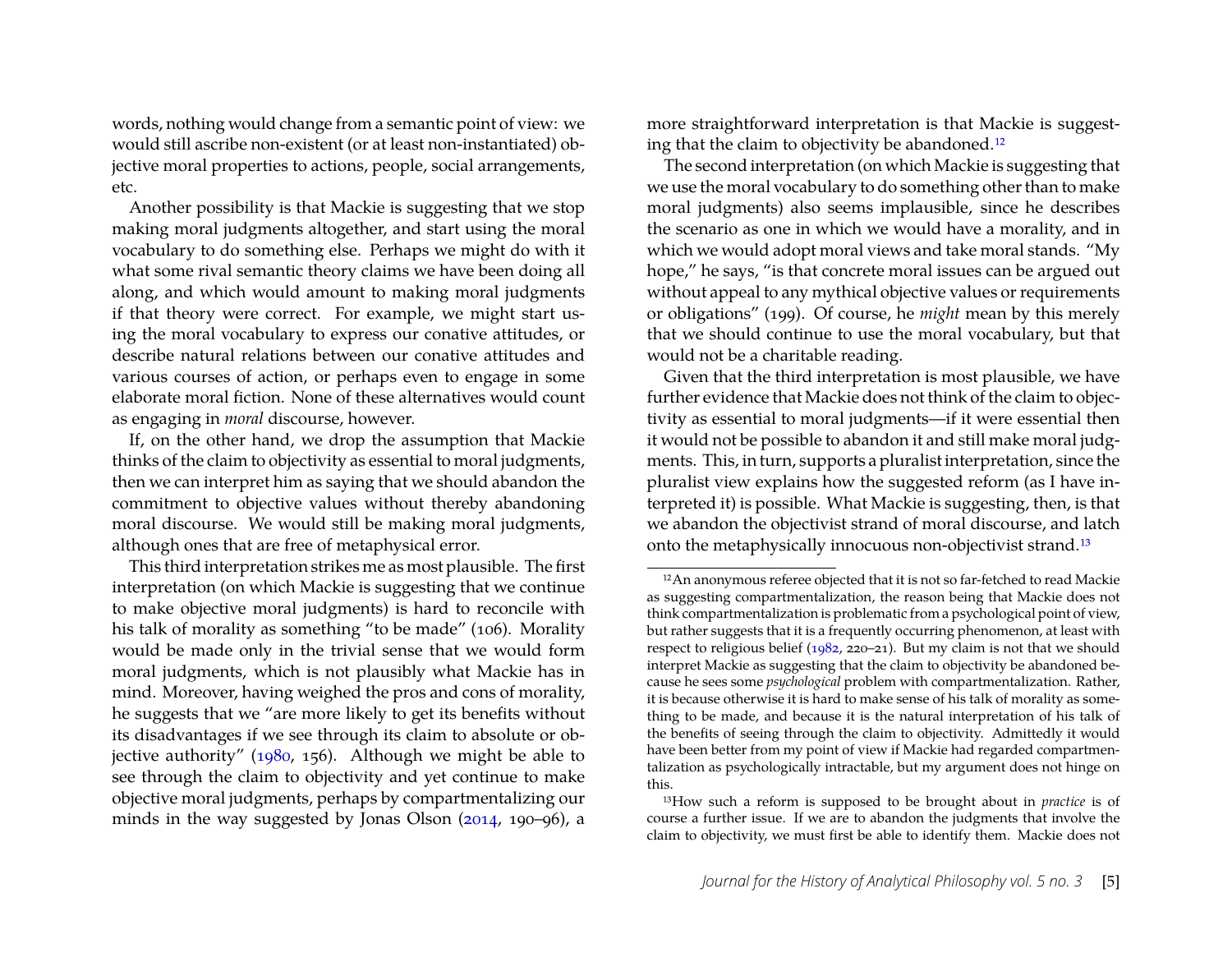words, nothing would change from a semantic point of view: we would still ascribe non-existent (or at least non-instantiated) objective moral properties to actions, people, social arrangements, etc.

Another possibility is that Mackie is suggesting that we stop making moral judgments altogether, and start using the moral vocabulary to do something else. Perhaps we might do with it what some rival semantic theory claims we have been doing all along, and which would amount to making moral judgments if that theory were correct. For example, we might start using the moral vocabulary to express our conative attitudes, or describe natural relations between our conative attitudes and various courses of action, or perhaps even to engage in some elaborate moral fiction. None of these alternatives would count as engaging in *moral* discourse, however.

If, on the other hand, we drop the assumption that Mackie thinks of the claim to objectivity as essential to moral judgments, then we can interpret him as saying that we should abandon the commitment to objective values without thereby abandoning moral discourse. We would still be making moral judgments, although ones that are free of metaphysical error.

This third interpretation strikes me as most plausible. The first interpretation (on which Mackie is suggesting that we continue to make objective moral judgments) is hard to reconcile with his talk of morality as something "to be made" (106). Morality would be made only in the trivial sense that we would form moral judgments, which is not plausibly what Mackie has in mind. Moreover, having weighed the pros and cons of morality, he suggests that we "are more likely to get its benefits without its disadvantages if we see through its claim to absolute or objective authority" (1980, 156). Although we might be able to see through the claim to objectivity and yet continue to make objective moral judgments, perhaps by compartmentalizing our minds in the way suggested by Jonas Olson (2014, 190–96), a more straightforward interpretation is that Mackie is suggesting that the claim to objectivity be abandoned.[12]

The second interpretation (on which Mackie is suggesting that we use the moral vocabulary to do something other than to make moral judgments) also seems implausible, since he describes the scenario as one in which we would have a morality, and in which we would adopt moral views and take moral stands. "My hope," he says, "is that concrete moral issues can be argued out without appeal to any mythical objective values or requirements or obligations" (199). Of course, he *might* mean by this merely that we should continue to use the moral vocabulary, but that would not be a charitable reading.

Given that the third interpretation is most plausible, we have further evidence that Mackie does not think of the claim to objectivity as essential to moral judgments—if it were essential then it would not be possible to abandon it and still make moral judgments. This, in turn, supports a pluralist interpretation, since the pluralist view explains how the suggested reform (as I have interpreted it) is possible. What Mackie is suggesting, then, is that we abandon the objectivist strand of moral discourse, and latch onto the metaphysically innocuous non-objectivist strand.[13]

---

[12] An anonymous referee objected that it is not so far-fetched to read Mackie as suggesting compartmentalization, the reason being that Mackie does not think compartmentalization is problematic from a psychological point of view, but rather suggests that it is a frequently occurring phenomenon, at least with respect to religious belief (1982, 220–21). But my claim is not that we should interpret Mackie as suggesting that the claim to objectivity be abandoned because he sees some *psychological* problem with compartmentalization. Rather, it is because otherwise it is hard to make sense of his talk of morality as something to be made, and because it is the natural interpretation of his talk of the benefits of seeing through the claim to objectivity. Admittedly it would have been better from my point of view if Mackie had regarded compartmentalization as psychologically intractable, but my argument does not hinge on this.

[13] How such a reform is supposed to be brought about in *practice* is of course a further issue. If we are to abandon the judgments that involve the claim to objectivity, we must first be able to identify them. Mackie does not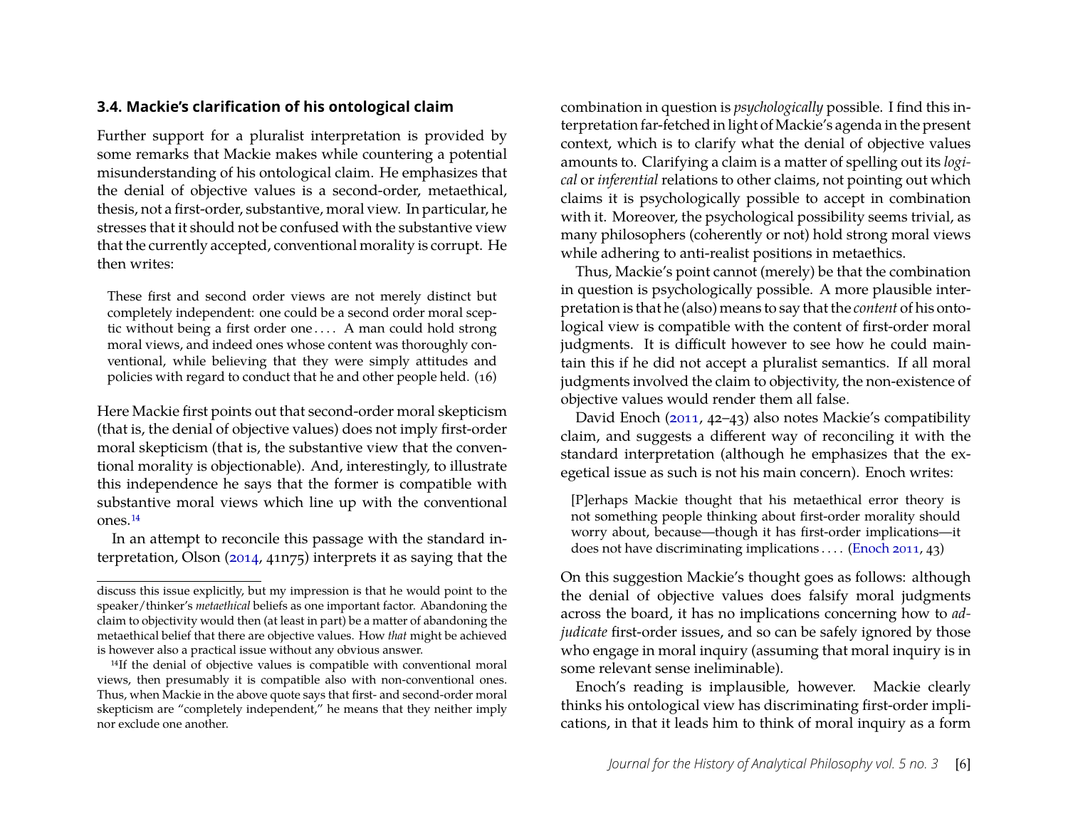### 3.4. Mackie's clarification of his ontological claim

Further support for a pluralist interpretation is provided by some remarks that Mackie makes while countering a potential misunderstanding of his ontological claim. He emphasizes that the denial of objective values is a second-order, metaethical, thesis, not a first-order, substantive, moral view. In particular, he stresses that it should not be confused with the substantive view that the currently accepted, conventional morality is corrupt. He then writes:

> These first and second order views are not merely distinct but completely independent: one could be a second order moral sceptic without being a first order one . . . . A man could hold strong moral views, and indeed ones whose content was thoroughly conventional, while believing that they were simply attitudes and policies with regard to conduct that he and other people held. (16)

Here Mackie first points out that second-order moral skepticism (that is, the denial of objective values) does not imply first-order moral skepticism (that is, the substantive view that the conventional morality is objectionable). And, interestingly, to illustrate this independence he says that the former is compatible with substantive moral views which line up with the conventional ones.[14]

In an attempt to reconcile this passage with the standard interpretation, Olson (2014, 41n75) interprets it as saying that the combination in question is *psychologically* possible. I find this interpretation far-fetched in light of Mackie's agenda in the present context, which is to clarify what the denial of objective values amounts to. Clarifying a claim is a matter of spelling out its *logical* or *inferential* relations to other claims, not pointing out which claims it is psychologically possible to accept in combination with it. Moreover, the psychological possibility seems trivial, as many philosophers (coherently or not) hold strong moral views while adhering to anti-realist positions in metaethics.

Thus, Mackie's point cannot (merely) be that the combination in question is psychologically possible. A more plausible interpretation is that he (also) means to say that the *content* of his ontological view is compatible with the content of first-order moral judgments. It is difficult however to see how he could maintain this if he did not accept a pluralist semantics. If all moral judgments involved the claim to objectivity, the non-existence of objective values would render them all false.

David Enoch (2011, 42–43) also notes Mackie's compatibility claim, and suggests a different way of reconciling it with the standard interpretation (although he emphasizes that the exegetical issue as such is not his main concern). Enoch writes:

> [P]erhaps Mackie thought that his metaethical error theory is not something people thinking about first-order morality should worry about, because—though it has first-order implications—it does not have discriminating implications . . . . (Enoch 2011, 43)

On this suggestion Mackie's thought goes as follows: although the denial of objective values does falsify moral judgments across the board, it has no implications concerning how to *adjudicate* first-order issues, and so can be safely ignored by those who engage in moral inquiry (assuming that moral inquiry is in some relevant sense ineliminable).

Enoch's reading is implausible, however. Mackie clearly thinks his ontological view has discriminating first-order implications, in that it leads him to think of moral inquiry as a form

---

discuss this issue explicitly, but my impression is that he would point to the speaker/thinker's *metaethical* beliefs as one important factor. Abandoning the claim to objectivity would then (at least in part) be a matter of abandoning the metaethical belief that there are objective values. How *that* might be achieved is however also a practical issue without any obvious answer.

[14] If the denial of objective values is compatible with conventional moral views, then presumably it is compatible also with non-conventional ones. Thus, when Mackie in the above quote says that first- and second-order moral skepticism are "completely independent," he means that they neither imply nor exclude one another.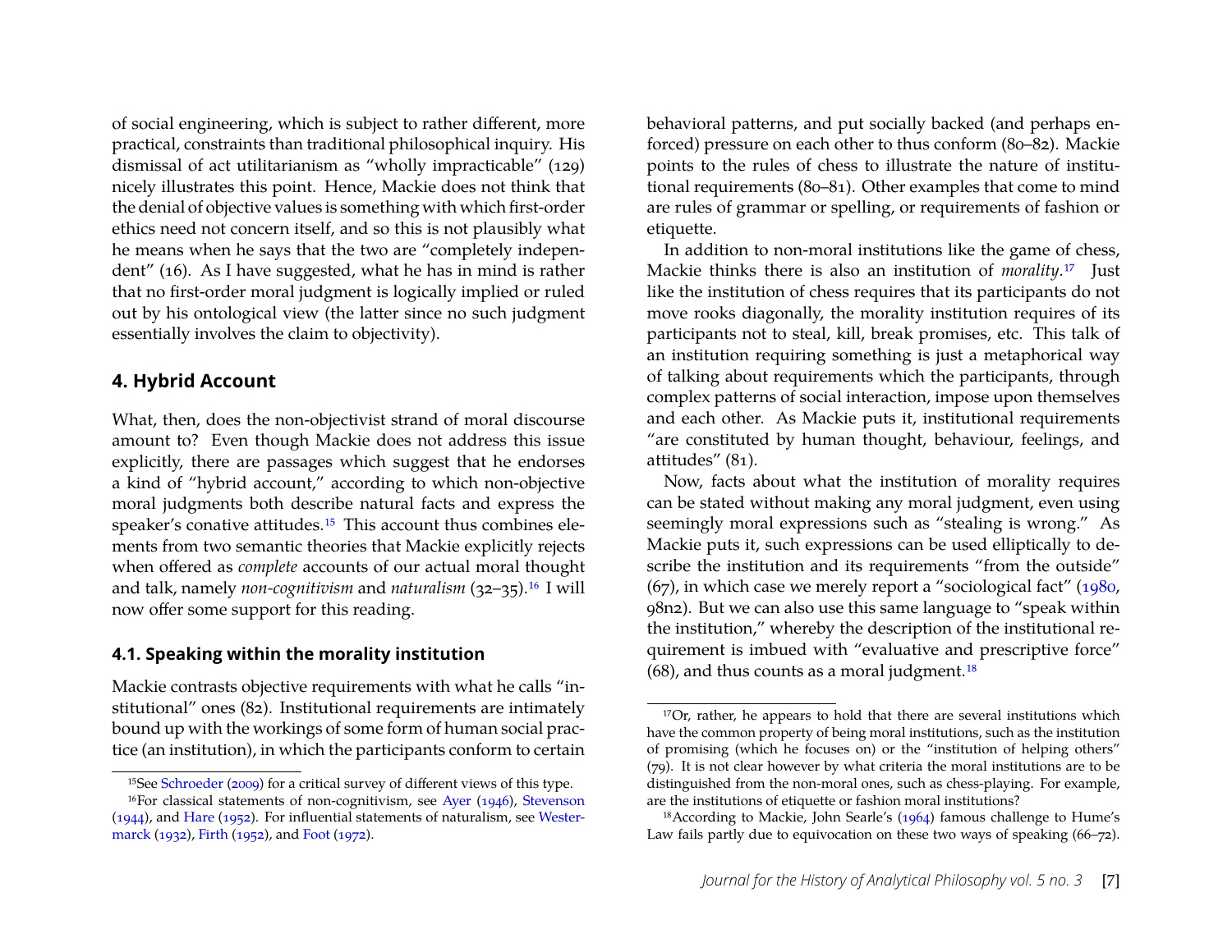of social engineering, which is subject to rather different, more practical, constraints than traditional philosophical inquiry. His dismissal of act utilitarianism as "wholly impracticable" (129) nicely illustrates this point. Hence, Mackie does not think that the denial of objective values is something with which first-order ethics need not concern itself, and so this is not plausibly what he means when he says that the two are "completely independent" (16). As I have suggested, what he has in mind is rather that no first-order moral judgment is logically implied or ruled out by his ontological view (the latter since no such judgment essentially involves the claim to objectivity).

## 4. Hybrid Account

What, then, does the non-objectivist strand of moral discourse amount to? Even though Mackie does not address this issue explicitly, there are passages which suggest that he endorses a kind of "hybrid account," according to which non-objective moral judgments both describe natural facts and express the speaker's conative attitudes.[15] This account thus combines elements from two semantic theories that Mackie explicitly rejects when offered as *complete* accounts of our actual moral thought and talk, namely *non-cognitivism* and *naturalism* (32–35).[16] I will now offer some support for this reading.

### 4.1. Speaking within the morality institution

Mackie contrasts objective requirements with what he calls "institutional" ones (82). Institutional requirements are intimately bound up with the workings of some form of human social practice (an institution), in which the participants conform to certain behavioral patterns, and put socially backed (and perhaps enforced) pressure on each other to thus conform (80–82). Mackie points to the rules of chess to illustrate the nature of institutional requirements (80–81). Other examples that come to mind are rules of grammar or spelling, or requirements of fashion or etiquette.

In addition to non-moral institutions like the game of chess, Mackie thinks there is also an institution of *morality*.[17] Just like the institution of chess requires that its participants do not move rooks diagonally, the morality institution requires of its participants not to steal, kill, break promises, etc. This talk of an institution requiring something is just a metaphorical way of talking about requirements which the participants, through complex patterns of social interaction, impose upon themselves and each other. As Mackie puts it, institutional requirements "are constituted by human thought, behaviour, feelings, and attitudes" (81).

Now, facts about what the institution of morality requires can be stated without making any moral judgment, even using seemingly moral expressions such as "stealing is wrong." As Mackie puts it, such expressions can be used elliptically to describe the institution and its requirements "from the outside" (67), in which case we merely report a "sociological fact" (1980, 98n2). But we can also use this same language to "speak within the institution," whereby the description of the institutional requirement is imbued with "evaluative and prescriptive force" (68), and thus counts as a moral judgment.[18]

---

[15] See Schroeder (2009) for a critical survey of different views of this type.

[16] For classical statements of non-cognitivism, see Ayer (1946), Stevenson (1944), and Hare (1952). For influential statements of naturalism, see Westermarck (1932), Firth (1952), and Foot (1972).

[17] Or, rather, he appears to hold that there are several institutions which have the common property of being moral institutions, such as the institution of promising (which he focuses on) or the "institution of helping others" (79). It is not clear however by what criteria the moral institutions are to be distinguished from the non-moral ones, such as chess-playing. For example, are the institutions of etiquette or fashion moral institutions?

[18] According to Mackie, John Searle's (1964) famous challenge to Hume's Law fails partly due to equivocation on these two ways of speaking (66–72).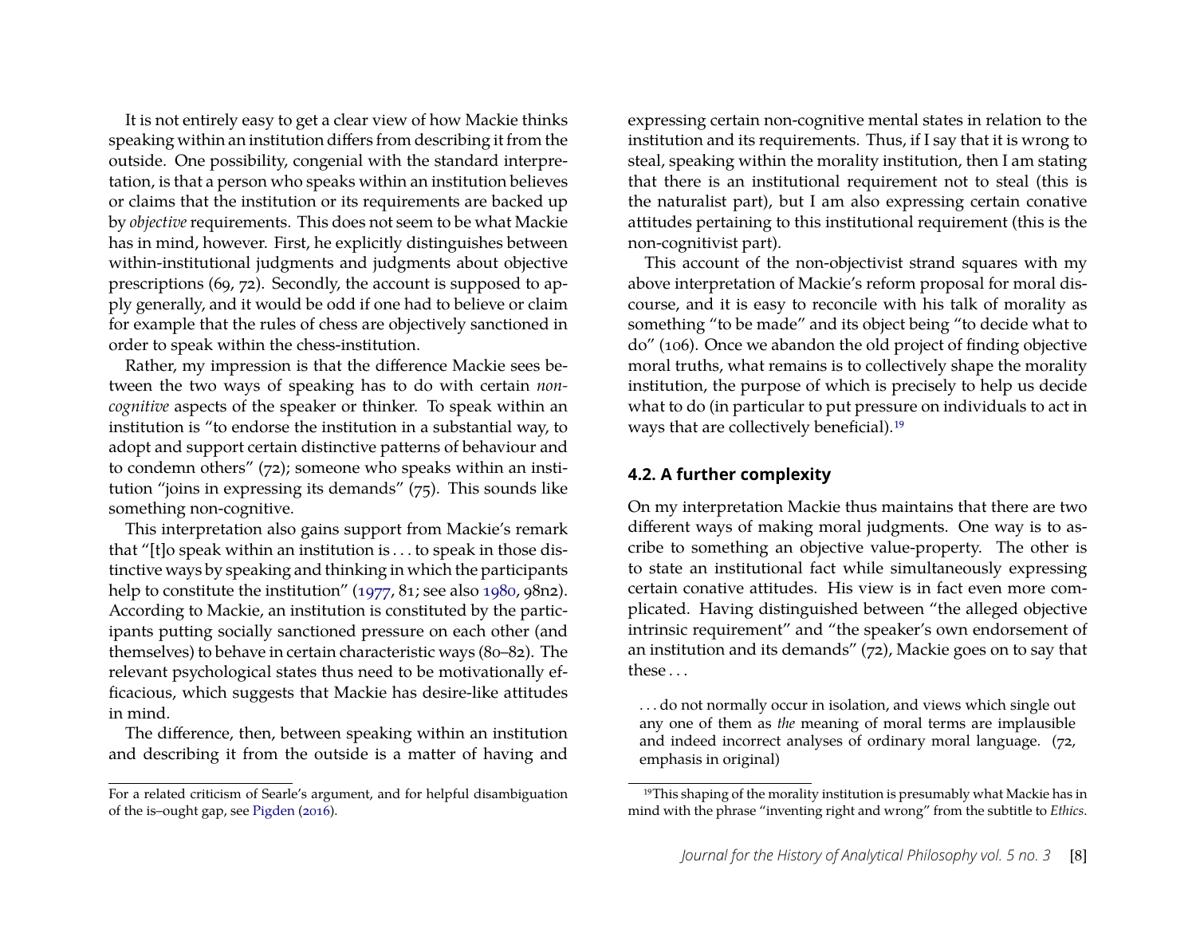It is not entirely easy to get a clear view of how Mackie thinks speaking within an institution differs from describing it from the outside. One possibility, congenial with the standard interpretation, is that a person who speaks within an institution believes or claims that the institution or its requirements are backed up by *objective* requirements. This does not seem to be what Mackie has in mind, however. First, he explicitly distinguishes between within-institutional judgments and judgments about objective prescriptions (69, 72). Secondly, the account is supposed to apply generally, and it would be odd if one had to believe or claim for example that the rules of chess are objectively sanctioned in order to speak within the chess-institution.

Rather, my impression is that the difference Mackie sees between the two ways of speaking has to do with certain *non-cognitive* aspects of the speaker or thinker. To speak within an institution is "to endorse the institution in a substantial way, to adopt and support certain distinctive patterns of behaviour and to condemn others" (72); someone who speaks within an institution "joins in expressing its demands" (75). This sounds like something non-cognitive.

This interpretation also gains support from Mackie's remark that "[t]o speak within an institution is . . . to speak in those distinctive ways by speaking and thinking in which the participants help to constitute the institution" (1977, 81; see also 1980, 98n2). According to Mackie, an institution is constituted by the participants putting socially sanctioned pressure on each other (and themselves) to behave in certain characteristic ways (80–82). The relevant psychological states thus need to be motivationally efficacious, which suggests that Mackie has desire-like attitudes in mind.

The difference, then, between speaking within an institution and describing it from the outside is a matter of having and expressing certain non-cognitive mental states in relation to the institution and its requirements. Thus, if I say that it is wrong to steal, speaking within the morality institution, then I am stating that there is an institutional requirement not to steal (this is the naturalist part), but I am also expressing certain conative attitudes pertaining to this institutional requirement (this is the non-cognitivist part).

This account of the non-objectivist strand squares with my above interpretation of Mackie's reform proposal for moral discourse, and it is easy to reconcile with his talk of morality as something "to be made" and its object being "to decide what to do" (106). Once we abandon the old project of finding objective moral truths, what remains is to collectively shape the morality institution, the purpose of which is precisely to help us decide what to do (in particular to put pressure on individuals to act in ways that are collectively beneficial).[19]

## 4.2. A further complexity

On my interpretation Mackie thus maintains that there are two different ways of making moral judgments. One way is to ascribe to something an objective value-property. The other is to state an institutional fact while simultaneously expressing certain conative attitudes. His view is in fact even more complicated. Having distinguished between "the alleged objective intrinsic requirement" and "the speaker's own endorsement of an institution and its demands" (72), Mackie goes on to say that these . . .

> . . . do not normally occur in isolation, and views which single out any one of them as *the* meaning of moral terms are implausible and indeed incorrect analyses of ordinary moral language. (72, emphasis in original)

---

For a related criticism of Searle's argument, and for helpful disambiguation of the is–ought gap, see Pigden (2016).

[19] This shaping of the morality institution is presumably what Mackie has in mind with the phrase "inventing right and wrong" from the subtitle to *Ethics*.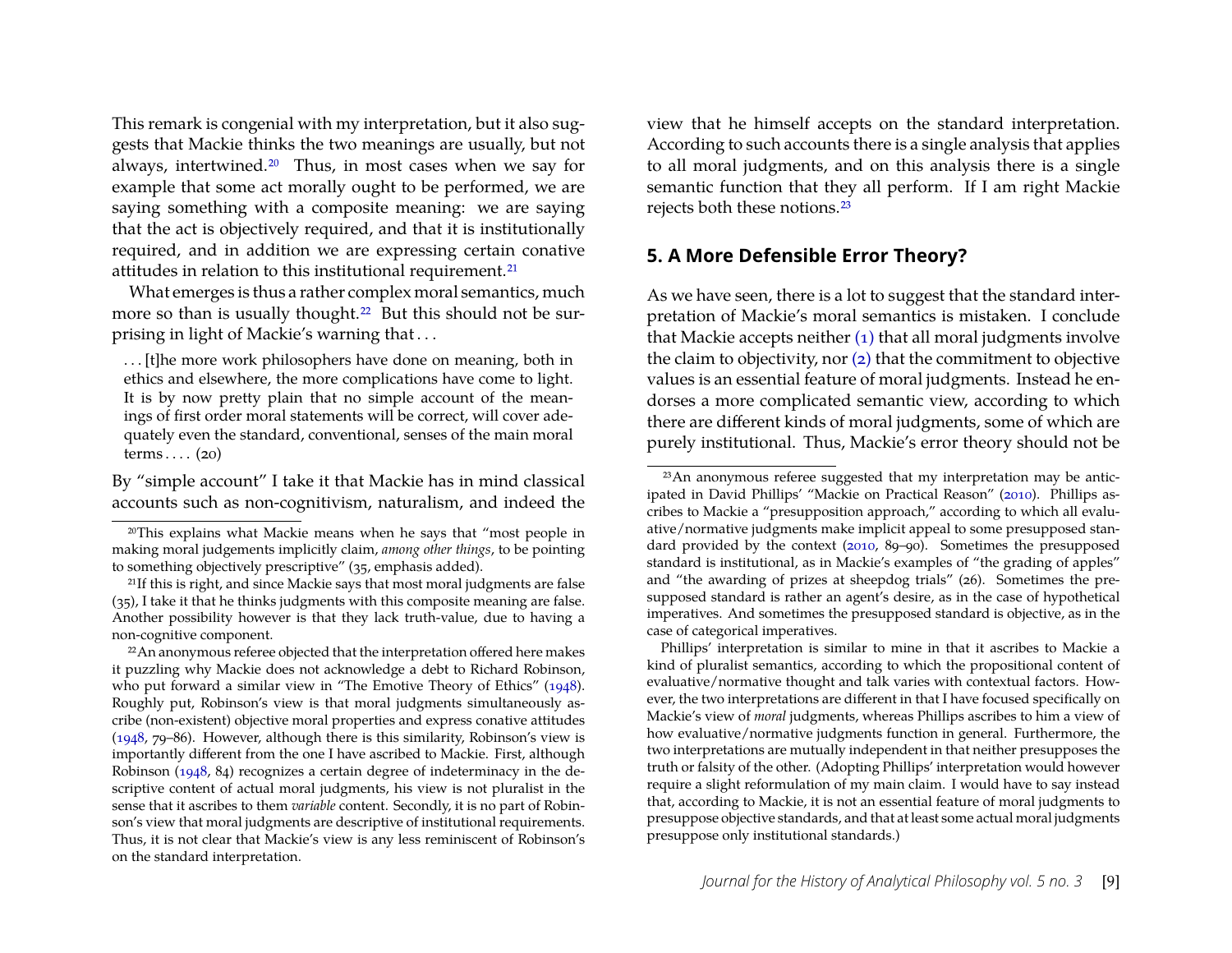This remark is congenial with my interpretation, but it also suggests that Mackie thinks the two meanings are usually, but not always, intertwined.[20] Thus, in most cases when we say for example that some act morally ought to be performed, we are saying something with a composite meaning: we are saying that the act is objectively required, and that it is institutionally required, and in addition we are expressing certain conative attitudes in relation to this institutional requirement.[21]

What emerges is thus a rather complex moral semantics, much more so than is usually thought.[22] But this should not be surprising in light of Mackie's warning that . . .

> . . . [t]he more work philosophers have done on meaning, both in ethics and elsewhere, the more complications have come to light. It is by now pretty plain that no simple account of the meanings of first order moral statements will be correct, will cover adequately even the standard, conventional, senses of the main moral terms . . . . (20)

By "simple account" I take it that Mackie has in mind classical accounts such as non-cognitivism, naturalism, and indeed the view that he himself accepts on the standard interpretation. According to such accounts there is a single analysis that applies to all moral judgments, and on this analysis there is a single semantic function that they all perform. If I am right Mackie rejects both these notions.[23]

## 5. A More Defensible Error Theory?

As we have seen, there is a lot to suggest that the standard interpretation of Mackie's moral semantics is mistaken. I conclude that Mackie accepts neither (1) that all moral judgments involve the claim to objectivity, nor (2) that the commitment to objective values is an essential feature of moral judgments. Instead he endorses a more complicated semantic view, according to which there are different kinds of moral judgments, some of which are purely institutional. Thus, Mackie's error theory should not be

---

[20] This explains what Mackie means when he says that "most people in making moral judgements implicitly claim, *among other things*, to be pointing to something objectively prescriptive" (35, emphasis added).

[21] If this is right, and since Mackie says that most moral judgments are false (35), I take it that he thinks judgments with this composite meaning are false. Another possibility however is that they lack truth-value, due to having a non-cognitive component.

[22] An anonymous referee objected that the interpretation offered here makes it puzzling why Mackie does not acknowledge a debt to Richard Robinson, who put forward a similar view in "The Emotive Theory of Ethics" (1948). Roughly put, Robinson's view is that moral judgments simultaneously ascribe (non-existent) objective moral properties and express conative attitudes (1948, 79–86). However, although there is this similarity, Robinson's view is importantly different from the one I have ascribed to Mackie. First, although Robinson (1948, 84) recognizes a certain degree of indeterminacy in the descriptive content of actual moral judgments, his view is not pluralist in the sense that it ascribes to them *variable* content. Secondly, it is no part of Robinson's view that moral judgments are descriptive of institutional requirements. Thus, it is not clear that Mackie's view is any less reminiscent of Robinson's on the standard interpretation.

[23] An anonymous referee suggested that my interpretation may be anticipated in David Phillips' "Mackie on Practical Reason" (2010). Phillips ascribes to Mackie a "presupposition approach," according to which all evaluative/normative judgments make implicit appeal to some presupposed standard provided by the context (2010, 89–90). Sometimes the presupposed standard is institutional, as in Mackie's examples of "the grading of apples" and "the awarding of prizes at sheepdog trials" (26). Sometimes the presupposed standard is rather an agent's desire, as in the case of hypothetical imperatives. And sometimes the presupposed standard is objective, as in the case of categorical imperatives.

Phillips' interpretation is similar to mine in that it ascribes to Mackie a kind of pluralist semantics, according to which the propositional content of evaluative/normative thought and talk varies with contextual factors. However, the two interpretations are different in that I have focused specifically on Mackie's view of *moral* judgments, whereas Phillips ascribes to him a view of how evaluative/normative judgments function in general. Furthermore, the two interpretations are mutually independent in that neither presupposes the truth or falsity of the other. (Adopting Phillips' interpretation would however require a slight reformulation of my main claim. I would have to say instead that, according to Mackie, it is not an essential feature of moral judgments to presuppose objective standards, and that at least some actual moral judgments presuppose only institutional standards.)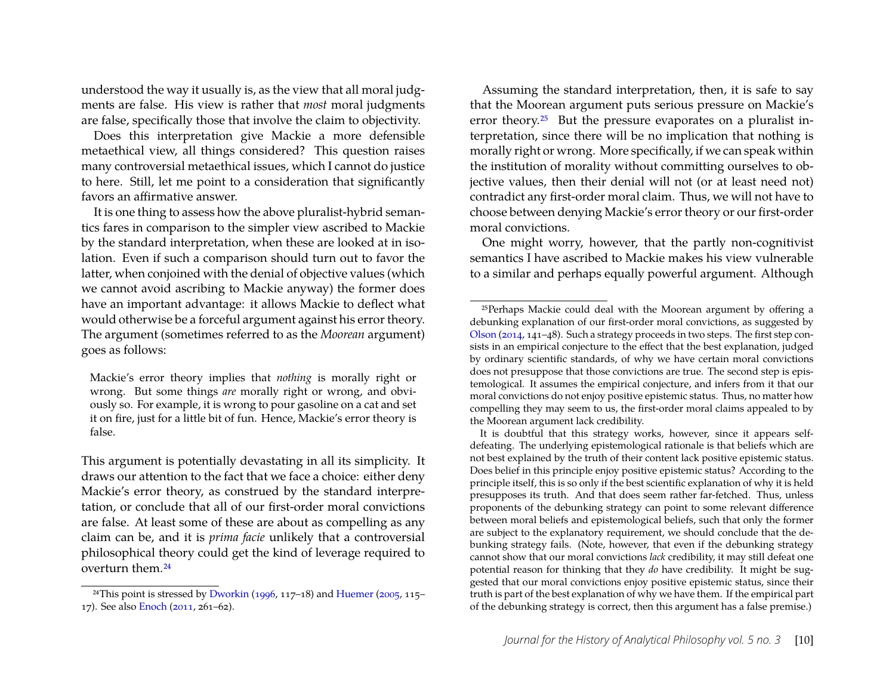understood the way it usually is, as the view that all moral judgments are false. His view is rather that *most* moral judgments are false, specifically those that involve the claim to objectivity.

Does this interpretation give Mackie a more defensible metaethical view, all things considered? This question raises many controversial metaethical issues, which I cannot do justice to here. Still, let me point to a consideration that significantly favors an affirmative answer.

It is one thing to assess how the above pluralist-hybrid semantics fares in comparison to the simpler view ascribed to Mackie by the standard interpretation, when these are looked at in isolation. Even if such a comparison should turn out to favor the latter, when conjoined with the denial of objective values (which we cannot avoid ascribing to Mackie anyway) the former does have an important advantage: it allows Mackie to deflect what would otherwise be a forceful argument against his error theory. The argument (sometimes referred to as the *Moorean* argument) goes as follows:

> Mackie's error theory implies that *nothing* is morally right or wrong. But some things *are* morally right or wrong, and obviously so. For example, it is wrong to pour gasoline on a cat and set it on fire, just for a little bit of fun. Hence, Mackie's error theory is false.

This argument is potentially devastating in all its simplicity. It draws our attention to the fact that we face a choice: either deny Mackie's error theory, as construed by the standard interpretation, or conclude that all of our first-order moral convictions are false. At least some of these are about as compelling as any claim can be, and it is *prima facie* unlikely that a controversial philosophical theory could get the kind of leverage required to overturn them.[24]

Assuming the standard interpretation, then, it is safe to say that the Moorean argument puts serious pressure on Mackie's error theory.[25] But the pressure evaporates on a pluralist interpretation, since there will be no implication that nothing is morally right or wrong. More specifically, if we can speak within the institution of morality without committing ourselves to objective values, then their denial will not (or at least need not) contradict any first-order moral claim. Thus, we will not have to choose between denying Mackie's error theory or our first-order moral convictions.

One might worry, however, that the partly non-cognitivist semantics I have ascribed to Mackie makes his view vulnerable to a similar and perhaps equally powerful argument. Although

---

[24] This point is stressed by Dworkin (1996, 117–18) and Huemer (2005, 115–17). See also Enoch (2011, 261–62).

[25] Perhaps Mackie could deal with the Moorean argument by offering a debunking explanation of our first-order moral convictions, as suggested by Olson (2014, 141–48). Such a strategy proceeds in two steps. The first step consists in an empirical conjecture to the effect that the best explanation, judged by ordinary scientific standards, of why we have certain moral convictions does not presuppose that those convictions are true. The second step is epistemological. It assumes the empirical conjecture, and infers from it that our moral convictions do not enjoy positive epistemic status. Thus, no matter how compelling they may seem to us, the first-order moral claims appealed to by the Moorean argument lack credibility.

It is doubtful that this strategy works, however, since it appears self-defeating. The underlying epistemological rationale is that beliefs which are not best explained by the truth of their content lack positive epistemic status. Does belief in this principle enjoy positive epistemic status? According to the principle itself, this is so only if the best scientific explanation of why it is held presupposes its truth. And that does seem rather far-fetched. Thus, unless proponents of the debunking strategy can point to some relevant difference between moral beliefs and epistemological beliefs, such that only the former are subject to the explanatory requirement, we should conclude that the debunking strategy fails. (Note, however, that even if the debunking strategy cannot show that our moral convictions *lack* credibility, it may still defeat one potential reason for thinking that they *do* have credibility. It might be suggested that our moral convictions enjoy positive epistemic status, since their truth is part of the best explanation of why we have them. If the empirical part of the debunking strategy is correct, then this argument has a false premise.)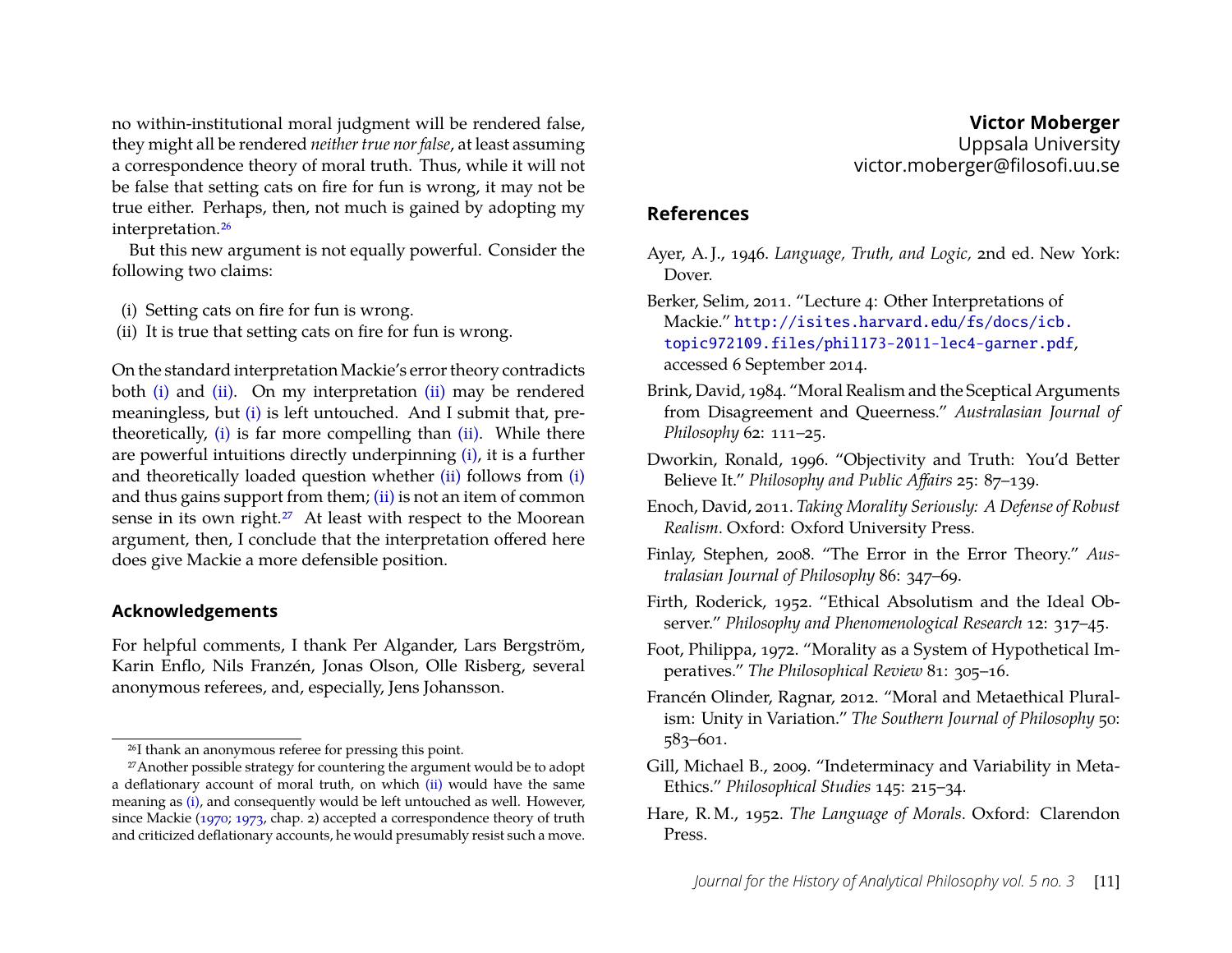no within-institutional moral judgment will be rendered false, they might all be rendered *neither true nor false*, at least assuming a correspondence theory of moral truth. Thus, while it will not be false that setting cats on fire for fun is wrong, it may not be true either. Perhaps, then, not much is gained by adopting my interpretation.[26]

But this new argument is not equally powerful. Consider the following two claims:

(i) Setting cats on fire for fun is wrong.
(ii) It is true that setting cats on fire for fun is wrong.

On the standard interpretation Mackie's error theory contradicts both (i) and (ii). On my interpretation (ii) may be rendered meaningless, but (i) is left untouched. And I submit that, pretheoretically, (i) is far more compelling than (ii). While there are powerful intuitions directly underpinning (i), it is a further and theoretically loaded question whether (ii) follows from (i) and thus gains support from them; (ii) is not an item of common sense in its own right.[27] At least with respect to the Moorean argument, then, I conclude that the interpretation offered here does give Mackie a more defensible position.

### Acknowledgements

For helpful comments, I thank Per Algander, Lars Bergström, Karin Enflo, Nils Franzén, Jonas Olson, Olle Risberg, several anonymous referees, and, especially, Jens Johansson.

[26] I thank an anonymous referee for pressing this point.

[27] Another possible strategy for countering the argument would be to adopt a deflationary account of moral truth, on which (ii) would have the same meaning as (i), and consequently would be left untouched as well. However, since Mackie (1970; 1973, chap. 2) accepted a correspondence theory of truth and criticized deflationary accounts, he would presumably resist such a move.

**Victor Moberger**
Uppsala University
victor.moberger@filosofi.uu.se

### References

Ayer, A. J., 1946. *Language, Truth, and Logic,* 2nd ed. New York: Dover.

Berker, Selim, 2011. "Lecture 4: Other Interpretations of Mackie." http://isites.harvard.edu/fs/docs/icb.topic972109.files/phil173-2011-lec4-garner.pdf, accessed 6 September 2014.

Brink, David, 1984. "Moral Realism and the Sceptical Arguments from Disagreement and Queerness." *Australasian Journal of Philosophy* 62: 111–25.

Dworkin, Ronald, 1996. "Objectivity and Truth: You'd Better Believe It." *Philosophy and Public Affairs* 25: 87–139.

Enoch, David, 2011. *Taking Morality Seriously: A Defense of Robust Realism*. Oxford: Oxford University Press.

Finlay, Stephen, 2008. "The Error in the Error Theory." *Australasian Journal of Philosophy* 86: 347–69.

Firth, Roderick, 1952. "Ethical Absolutism and the Ideal Observer." *Philosophy and Phenomenological Research* 12: 317–45.

Foot, Philippa, 1972. "Morality as a System of Hypothetical Imperatives." *The Philosophical Review* 81: 305–16.

Francén Olinder, Ragnar, 2012. "Moral and Metaethical Pluralism: Unity in Variation." *The Southern Journal of Philosophy* 50: 583–601.

Gill, Michael B., 2009. "Indeterminacy and Variability in Meta-Ethics." *Philosophical Studies* 145: 215–34.

Hare, R. M., 1952. *The Language of Morals*. Oxford: Clarendon Press.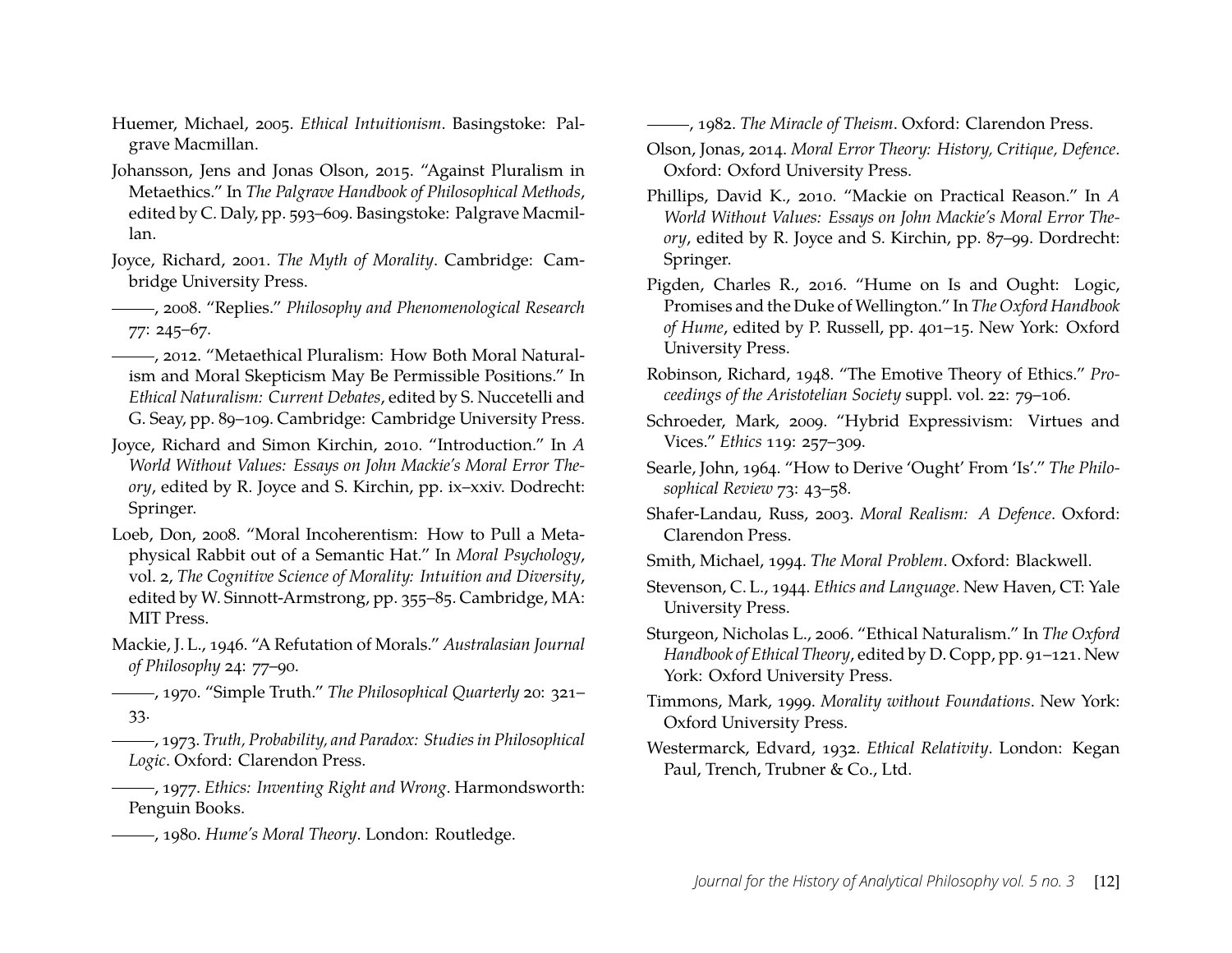Huemer, Michael, 2005. *Ethical Intuitionism*. Basingstoke: Palgrave Macmillan.

Johansson, Jens and Jonas Olson, 2015. "Against Pluralism in Metaethics." In *The Palgrave Handbook of Philosophical Methods*, edited by C. Daly, pp. 593–609. Basingstoke: Palgrave Macmillan.

Joyce, Richard, 2001. *The Myth of Morality*. Cambridge: Cambridge University Press.

———, 2008. "Replies." *Philosophy and Phenomenological Research* 77: 245–67.

———, 2012. "Metaethical Pluralism: How Both Moral Naturalism and Moral Skepticism May Be Permissible Positions." In *Ethical Naturalism: Current Debates*, edited by S. Nuccetelli and G. Seay, pp. 89–109. Cambridge: Cambridge University Press.

Joyce, Richard and Simon Kirchin, 2010. "Introduction." In *A World Without Values: Essays on John Mackie's Moral Error Theory*, edited by R. Joyce and S. Kirchin, pp. ix–xxiv. Dodrecht: Springer.

Loeb, Don, 2008. "Moral Incoherentism: How to Pull a Metaphysical Rabbit out of a Semantic Hat." In *Moral Psychology*, vol. 2, *The Cognitive Science of Morality: Intuition and Diversity*, edited by W. Sinnott-Armstrong, pp. 355–85. Cambridge, MA: MIT Press.

Mackie, J. L., 1946. "A Refutation of Morals." *Australasian Journal of Philosophy* 24: 77–90.

———, 1970. "Simple Truth." *The Philosophical Quarterly* 20: 321–33.

———, 1973. *Truth, Probability, and Paradox: Studies in Philosophical Logic*. Oxford: Clarendon Press.

———, 1977. *Ethics: Inventing Right and Wrong*. Harmondsworth: Penguin Books.

———, 1980. *Hume's Moral Theory*. London: Routledge.

———, 1982. *The Miracle of Theism*. Oxford: Clarendon Press.

Olson, Jonas, 2014. *Moral Error Theory: History, Critique, Defence*. Oxford: Oxford University Press.

Phillips, David K., 2010. "Mackie on Practical Reason." In *A World Without Values: Essays on John Mackie's Moral Error Theory*, edited by R. Joyce and S. Kirchin, pp. 87–99. Dordrecht: Springer.

Pigden, Charles R., 2016. "Hume on Is and Ought: Logic, Promises and the Duke of Wellington." In *The Oxford Handbook of Hume*, edited by P. Russell, pp. 401–15. New York: Oxford University Press.

Robinson, Richard, 1948. "The Emotive Theory of Ethics." *Proceedings of the Aristotelian Society* suppl. vol. 22: 79–106.

Schroeder, Mark, 2009. "Hybrid Expressivism: Virtues and Vices." *Ethics* 119: 257–309.

Searle, John, 1964. "How to Derive 'Ought' From 'Is'." *The Philosophical Review* 73: 43–58.

Shafer-Landau, Russ, 2003. *Moral Realism: A Defence*. Oxford: Clarendon Press.

Smith, Michael, 1994. *The Moral Problem*. Oxford: Blackwell.

Stevenson, C. L., 1944. *Ethics and Language*. New Haven, CT: Yale University Press.

Sturgeon, Nicholas L., 2006. "Ethical Naturalism." In *The Oxford Handbook of Ethical Theory*, edited by D. Copp, pp. 91–121. New York: Oxford University Press.

Timmons, Mark, 1999. *Morality without Foundations*. New York: Oxford University Press.

Westermarck, Edvard, 1932. *Ethical Relativity*. London: Kegan Paul, Trench, Trubner & Co., Ltd.